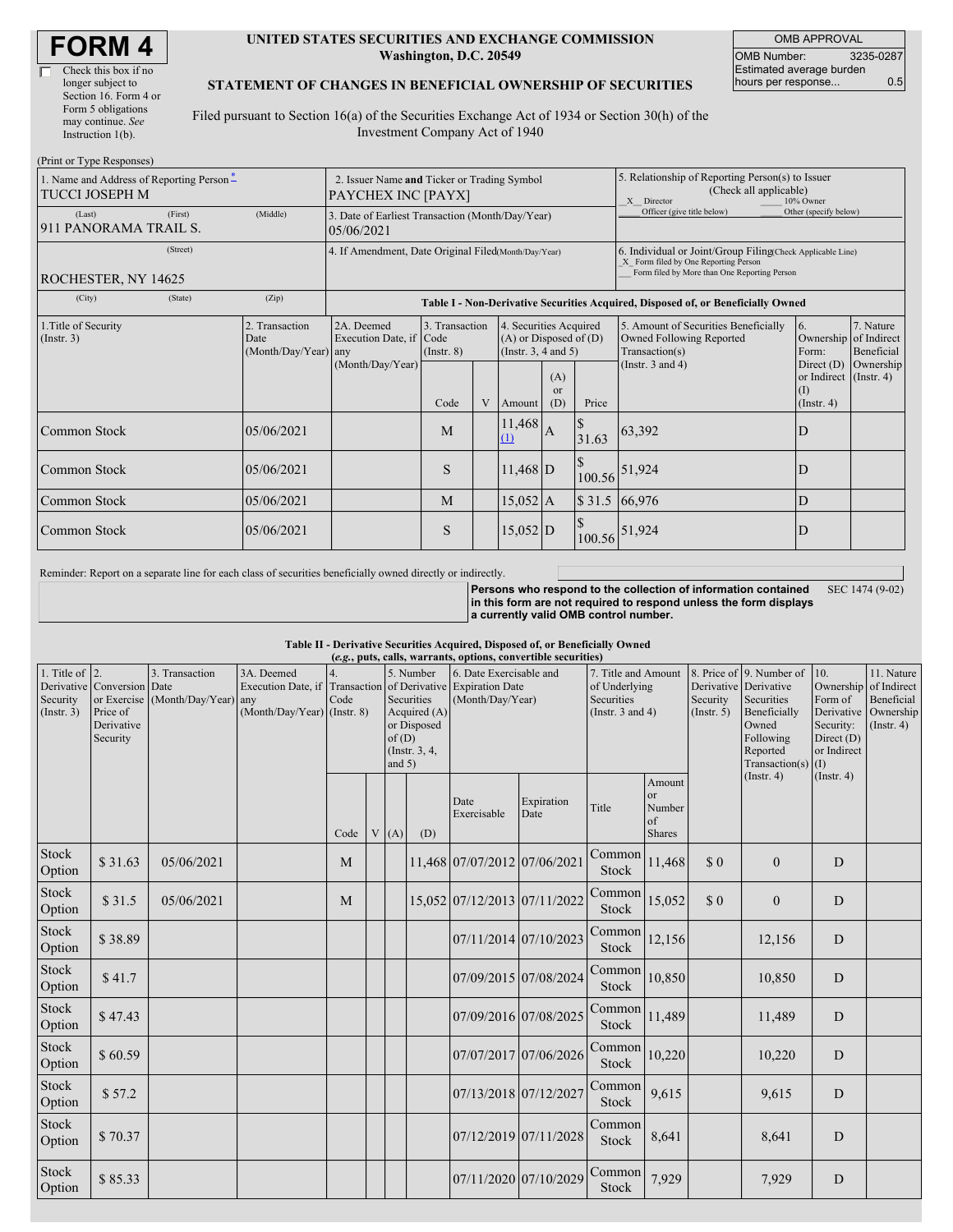# FORM 4

☐ Check this box if no longer subject to Section 16. Form 4 or Form 5 obligations may continue. *See* Instruction 1(b).

**UNITED STATES SECURITIES AND EXCHANGE COMMISSION**
**Washington, D.C. 20549**

**STATEMENT OF CHANGES IN BENEFICIAL OWNERSHIP OF SECURITIES**

Filed pursuant to Section 16(a) of the Securities Exchange Act of 1934 or Section 30(h) of the Investment Company Act of 1940

| OMB APPROVAL | |
|---|---|
| OMB Number: | 3235-0287 |
| Estimated average burden hours per response... | 0.5 |

(Print or Type Responses)

| 1. Name and Address of Reporting Person* | 2. Issuer Name and Ticker or Trading Symbol | 5. Relationship of Reporting Person(s) to Issuer (Check all applicable) |
|---|---|---|
| TUCCI JOSEPH M | PAYCHEX INC [PAYX] | X Director ___ 10% Owner ___ Officer (give title below) ___ Other (specify below) |
| (Last) (First) (Middle) 911 PANORAMA TRAIL S. | 3. Date of Earliest Transaction (Month/Day/Year) 05/06/2021 | |
| (Street) ROCHESTER, NY 14625 | 4. If Amendment, Date Original Filed (Month/Day/Year) | 6. Individual or Joint/Group Filing (Check Applicable Line) X Form filed by One Reporting Person ___ Form filed by More than One Reporting Person |
| (City) (State) (Zip) | | |

**Table I - Non-Derivative Securities Acquired, Disposed of, or Beneficially Owned**

| 1.Title of Security (Instr. 3) | 2. Transaction Date (Month/Day/Year) | 2A. Deemed Execution Date, if any (Month/Day/Year) | 3. Transaction Code (Instr. 8) | | 4. Securities Acquired (A) or Disposed of (D) (Instr. 3, 4 and 5) | | | 5. Amount of Securities Beneficially Owned Following Reported Transaction(s) (Instr. 3 and 4) | 6. Ownership Form: Direct (D) or Indirect (I) (Instr. 4) | 7. Nature of Indirect Beneficial Ownership (Instr. 4) |
|---|---|---|---|---|---|---|---|---|---|---|
| | | | Code | V | Amount | (A) or (D) | Price | | | |
| Common Stock | 05/06/2021 | | M | | 11,468 (1) | A | $ 31.63 | 63,392 | D | |
| Common Stock | 05/06/2021 | | S | | 11,468 | D | $ 100.56 | 51,924 | D | |
| Common Stock | 05/06/2021 | | M | | 15,052 | A | $ 31.5 | 66,976 | D | |
| Common Stock | 05/06/2021 | | S | | 15,052 | D | $ 100.56 | 51,924 | D | |

Reminder: Report on a separate line for each class of securities beneficially owned directly or indirectly.

**Persons who respond to the collection of information contained in this form are not required to respond unless the form displays a currently valid OMB control number.** SEC 1474 (9-02)

**Table II - Derivative Securities Acquired, Disposed of, or Beneficially Owned**
**(*e.g.*, puts, calls, warrants, options, convertible securities)**

| 1. Title of Derivative Security (Instr. 3) | 2. Conversion or Exercise Price of Derivative Security | 3. Transaction Date (Month/Day/Year) | 3A. Deemed Execution Date, if any (Month/Day/Year) | 4. Transaction Code (Instr. 8) | | 5. Number of Derivative Securities Acquired (A) or Disposed of (D) (Instr. 3, 4, and 5) | | 6. Date Exercisable and Expiration Date (Month/Day/Year) | | 7. Title and Amount of Underlying Securities (Instr. 3 and 4) | | 8. Price of Derivative Security (Instr. 5) | 9. Number of Derivative Securities Beneficially Owned Following Reported Transaction(s) (Instr. 4) | 10. Ownership Form of Derivative Security: Direct (D) or Indirect (I) (Instr. 4) | 11. Nature of Indirect Beneficial Ownership (Instr. 4) |
|---|---|---|---|---|---|---|---|---|---|---|---|---|---|---|---|
| | | | | Code | V | (A) | (D) | Date Exercisable | Expiration Date | Title | Amount or Number of Shares | | | | |
| Stock Option | $ 31.63 | 05/06/2021 | | M | | | 11,468 | 07/07/2012 | 07/06/2021 | Common Stock | 11,468 | $ 0 | 0 | D | |
| Stock Option | $ 31.5 | 05/06/2021 | | M | | | 15,052 | 07/12/2013 | 07/11/2022 | Common Stock | 15,052 | $ 0 | 0 | D | |
| Stock Option | $ 38.89 | | | | | | | 07/11/2014 | 07/10/2023 | Common Stock | 12,156 | | 12,156 | D | |
| Stock Option | $ 41.7 | | | | | | | 07/09/2015 | 07/08/2024 | Common Stock | 10,850 | | 10,850 | D | |
| Stock Option | $ 47.43 | | | | | | | 07/09/2016 | 07/08/2025 | Common Stock | 11,489 | | 11,489 | D | |
| Stock Option | $ 60.59 | | | | | | | 07/07/2017 | 07/06/2026 | Common Stock | 10,220 | | 10,220 | D | |
| Stock Option | $ 57.2 | | | | | | | 07/13/2018 | 07/12/2027 | Common Stock | 9,615 | | 9,615 | D | |
| Stock Option | $ 70.37 | | | | | | | 07/12/2019 | 07/11/2028 | Common Stock | 8,641 | | 8,641 | D | |
| Stock Option | $ 85.33 | | | | | | | 07/11/2020 | 07/10/2029 | Common Stock | 7,929 | | 7,929 | D | |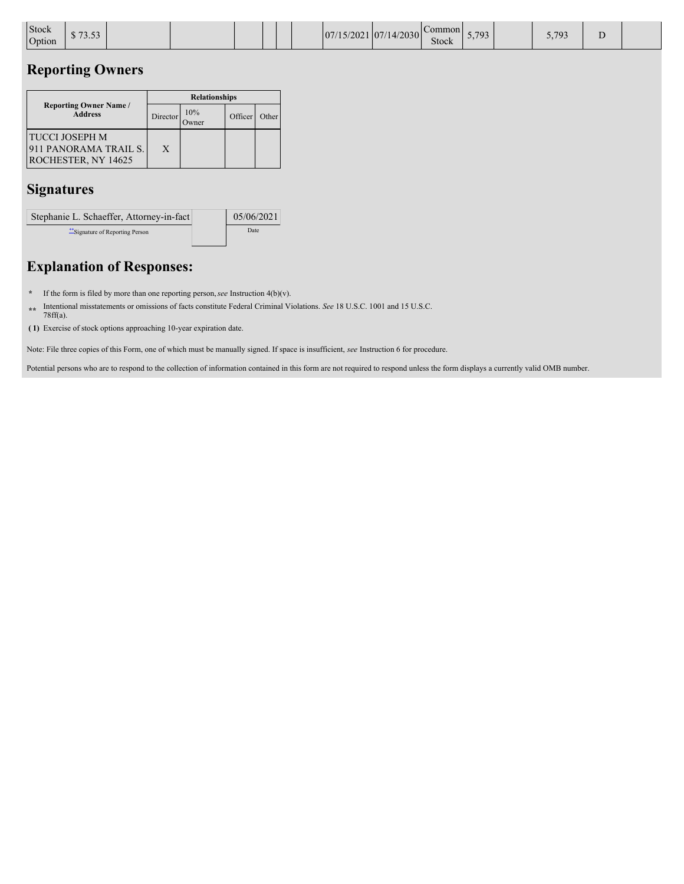| | | | | | | | | | | | | | | | |
|---|---|---|---|---|---|---|---|---|---|---|---|---|---|---|---|
| Stock Option | $ 73.53 | | | | | | | 07/15/2021 | 07/14/2030 | Common Stock | 5,793 | | 5,793 | D | |

## Reporting Owners

| Reporting Owner Name / Address | Relationships | | | |
|---|---|---|---|---|
| | Director | 10% Owner | Officer | Other |
| TUCCI JOSEPH M<br>911 PANORAMA TRAIL S.<br>ROCHESTER, NY 14625 | X | | | |

## Signatures

| | | |
|---|---|---|
| Stephanie L. Schaeffer, Attorney-in-fact | | 05/06/2021 |
| **Signature of Reporting Person | | Date |

## Explanation of Responses:

\* If the form is filed by more than one reporting person, *see* Instruction 4(b)(v).

** Intentional misstatements or omissions of facts constitute Federal Criminal Violations. *See* 18 U.S.C. 1001 and 15 U.S.C. 78ff(a).

**( 1)** Exercise of stock options approaching 10-year expiration date.

Note: File three copies of this Form, one of which must be manually signed. If space is insufficient, *see* Instruction 6 for procedure.

Potential persons who are to respond to the collection of information contained in this form are not required to respond unless the form displays a currently valid OMB number.